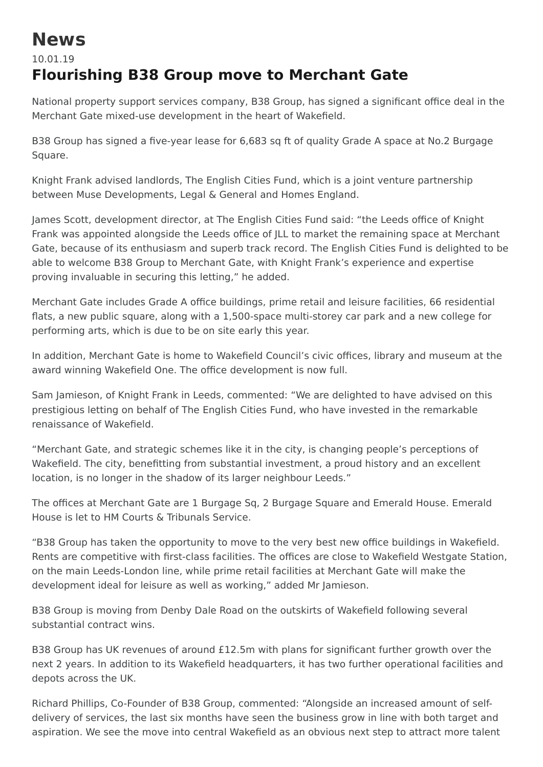# News

10.01.19

## Flourishing B38 Group move to Merchant Gate

National property support services company, B38 Group, has signed a significant office deal in the Merchant Gate mixed-use development in the heart of Wakefield.

B38 Group has signed a five-year lease for 6,683 sq ft of quality Grade A space at No.2 Burgage Square.

Knight Frank advised landlords, The English Cities Fund, which is a joint venture partnership between Muse Developments, Legal & General and Homes England.

James Scott, development director, at The English Cities Fund said: "the Leeds office of Knight Frank was appointed alongside the Leeds office of JLL to market the remaining space at Merchant Gate, because of its enthusiasm and superb track record. The English Cities Fund is delighted to be able to welcome B38 Group to Merchant Gate, with Knight Frank's experience and expertise proving invaluable in securing this letting," he added.

Merchant Gate includes Grade A office buildings, prime retail and leisure facilities, 66 residential flats, a new public square, along with a 1,500-space multi-storey car park and a new college for performing arts, which is due to be on site early this year.

In addition, Merchant Gate is home to Wakefield Council's civic offices, library and museum at the award winning Wakefield One. The office development is now full.

Sam Jamieson, of Knight Frank in Leeds, commented: "We are delighted to have advised on this prestigious letting on behalf of The English Cities Fund, who have invested in the remarkable renaissance of Wakefield.

"Merchant Gate, and strategic schemes like it in the city, is changing people's perceptions of Wakefield. The city, benefitting from substantial investment, a proud history and an excellent location, is no longer in the shadow of its larger neighbour Leeds."

The offices at Merchant Gate are 1 Burgage Sq, 2 Burgage Square and Emerald House. Emerald House is let to HM Courts & Tribunals Service.

"B38 Group has taken the opportunity to move to the very best new office buildings in Wakefield. Rents are competitive with first-class facilities. The offices are close to Wakefield Westgate Station, on the main Leeds-London line, while prime retail facilities at Merchant Gate will make the development ideal for leisure as well as working," added Mr Jamieson.

B38 Group is moving from Denby Dale Road on the outskirts of Wakefield following several substantial contract wins.

B38 Group has UK revenues of around £12.5m with plans for significant further growth over the next 2 years. In addition to its Wakefield headquarters, it has two further operational facilities and depots across the UK.

Richard Phillips, Co-Founder of B38 Group, commented: "Alongside an increased amount of self-delivery of services, the last six months have seen the business grow in line with both target and aspiration. We see the move into central Wakefield as an obvious next step to attract more talent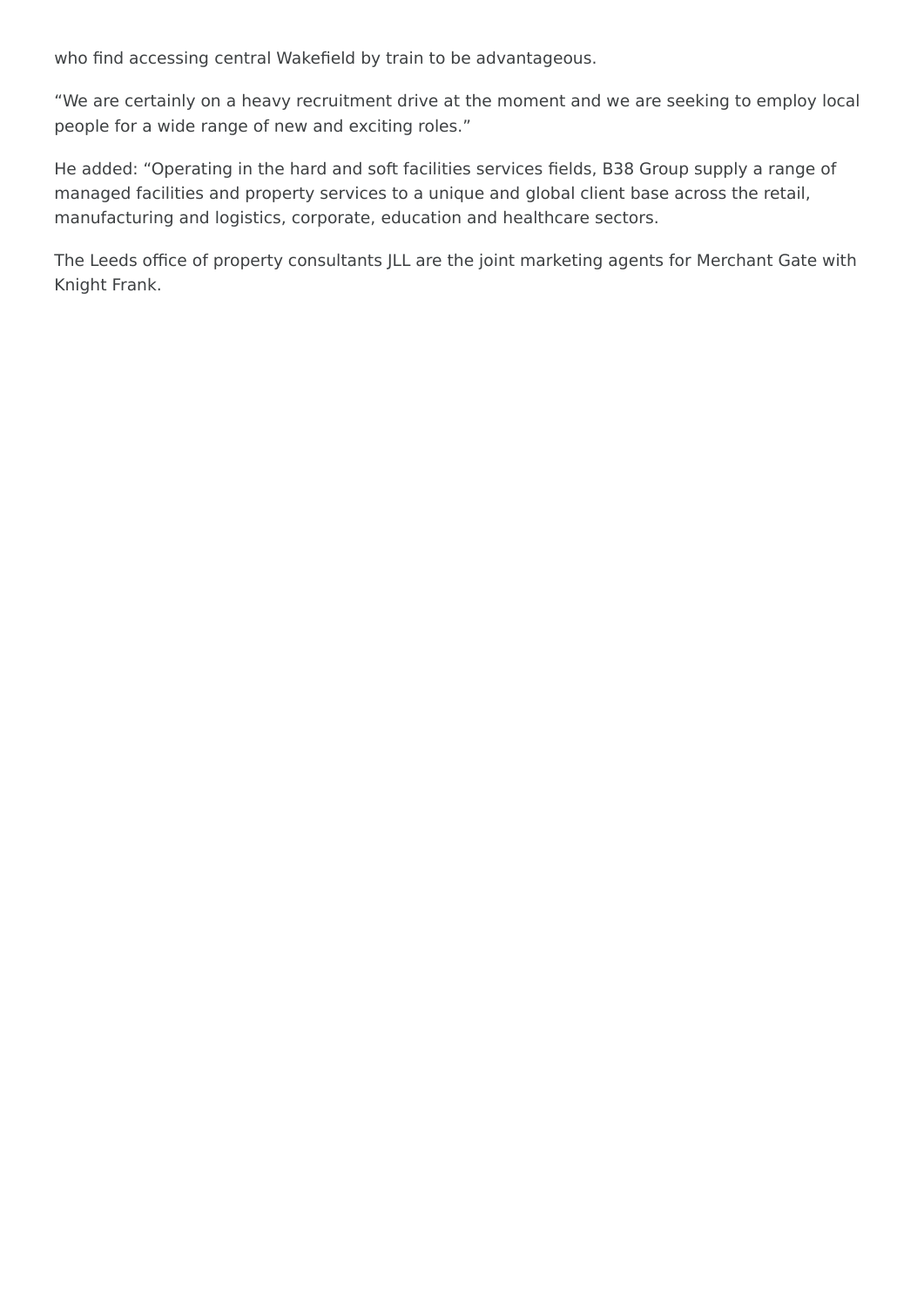who find accessing central Wakefield by train to be advantageous.

“We are certainly on a heavy recruitment drive at the moment and we are seeking to employ local people for a wide range of new and exciting roles.”

He added: “Operating in the hard and soft facilities services fields, B38 Group supply a range of managed facilities and property services to a unique and global client base across the retail, manufacturing and logistics, corporate, education and healthcare sectors.

The Leeds office of property consultants JLL are the joint marketing agents for Merchant Gate with Knight Frank.